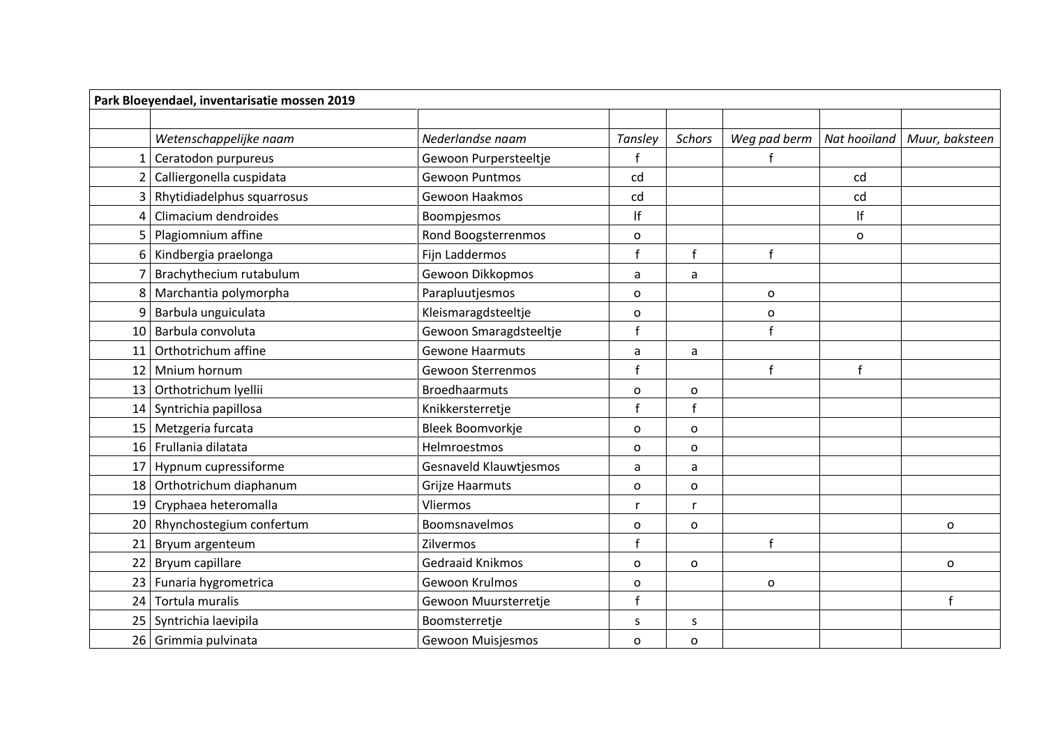**Park Bloeyendael, inventarisatie mossen 2019**

| | *Wetenschappelijke naam* | *Nederlandse naam* | *Tansley* | *Schors* | *Weg pad berm* | *Nat hooiland* | *Muur, baksteen* |
|---|---|---|---|---|---|---|---|
| 1 | Ceratodon purpureus | Gewoon Purpersteeltje | f | | f | | |
| 2 | Calliergonella cuspidata | Gewoon Puntmos | cd | | | cd | |
| 3 | Rhytidiadelphus squarrosus | Gewoon Haakmos | cd | | | cd | |
| 4 | Climacium dendroides | Boompjesmos | lf | | | lf | |
| 5 | Plagiomnium affine | Rond Boogsterrenmos | o | | | o | |
| 6 | Kindbergia praelonga | Fijn Laddermos | f | f | f | | |
| 7 | Brachythecium rutabulum | Gewoon Dikkopmos | a | a | | | |
| 8 | Marchantia polymorpha | Parapluutjesmos | o | | o | | |
| 9 | Barbula unguiculata | Kleismaragdsteeltje | o | | o | | |
| 10 | Barbula convoluta | Gewoon Smaragdsteeltje | f | | f | | |
| 11 | Orthotrichum affine | Gewone Haarmuts | a | a | | | |
| 12 | Mnium hornum | Gewoon Sterrenmos | f | | f | f | |
| 13 | Orthotrichum lyellii | Broedhaarmuts | o | o | | | |
| 14 | Syntrichia papillosa | Knikkersterretje | f | f | | | |
| 15 | Metzgeria furcata | Bleek Boomvorkje | o | o | | | |
| 16 | Frullania dilatata | Helmroestmos | o | o | | | |
| 17 | Hypnum cupressiforme | Gesnaveld Klauwtjesmos | a | a | | | |
| 18 | Orthotrichum diaphanum | Grijze Haarmuts | o | o | | | |
| 19 | Cryphaea heteromalla | Vliermos | r | r | | | |
| 20 | Rhynchostegium confertum | Boomsnavelmos | o | o | | | o |
| 21 | Bryum argenteum | Zilvermos | f | | f | | |
| 22 | Bryum capillare | Gedraaid Knikmos | o | o | | | o |
| 23 | Funaria hygrometrica | Gewoon Krulmos | o | | o | | |
| 24 | Tortula muralis | Gewoon Muursterretje | f | | | | f |
| 25 | Syntrichia laevipila | Boomsterretje | s | s | | | |
| 26 | Grimmia pulvinata | Gewoon Muisjesmos | o | o | | | |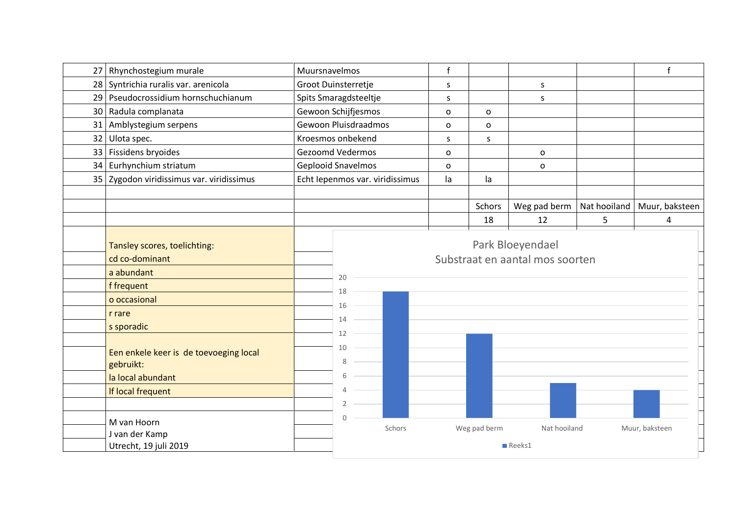| | | | | | | | |
|---|---|---|---|---|---|---|---|
| 27 | Rhynchostegium murale | Muursnavelmos | f | | | | f |
| 28 | Syntrichia ruralis var. arenicola | Groot Duinsterretje | s | | s | | |
| 29 | Pseudocrossidium hornschuchianum | Spits Smaragdsteeltje | s | | s | | |
| 30 | Radula complanata | Gewoon Schijfjesmos | o | o | | | |
| 31 | Amblystegium serpens | Gewoon Pluisdraadmos | o | o | | | |
| 32 | Ulota spec. | Kroesmos onbekend | s | s | | | |
| 33 | Fissidens bryoides | Gezoomd Vedermos | o | | o | | |
| 34 | Eurhynchium striatum | Geplooid Snavelmos | o | | o | | |
| 35 | Zygodon viridissimus var. viridissimus | Echt Iepenmos var. viridissimus | la | la | | | |
| | | | | | | | |
| | | | | Schors | Weg pad berm | Nat hooiland | Muur, baksteen |
| | | | | 18 | 12 | 5 | 4 |

Tansley scores, toelichting:
cd co-dominant
a abundant
f frequent
o occasional
r rare
s sporadic

Een enkele keer is de toevoeging local gebruikt:
la local abundant
lf local frequent

M van Hoorn
J van der Kamp
Utrecht, 19 juli 2019

Park Bloeyendael
Substraat en aantal mos soorten

20
18
16
14
12
10
8
6
4
2
0

Schors
Weg pad berm
Nat hooiland
Muur, baksteen

Reeks1